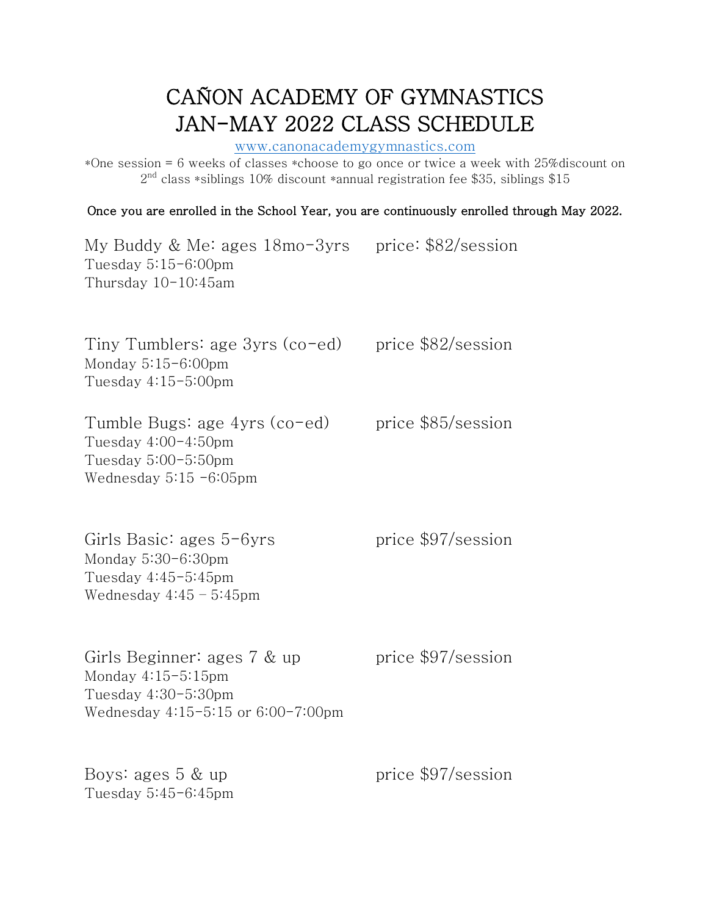# CAÑON ACADEMY OF GYMNASTICS
# JAN-MAY 2022 CLASS SCHEDULE

[www.canonacademygymnastics.com](http://www.canonacademygymnastics.com)

*One session = 6 weeks of classes *choose to go once or twice a week with 25%discount on 2nd class *siblings 10% discount *annual registration fee $35, siblings $15

**Once you are enrolled in the School Year, you are continuously enrolled through May 2022.**

### My Buddy & Me: ages 18mo-3yrs — price: $82/session
Tuesday 5:15-6:00pm
Thursday 10-10:45am

### Tiny Tumblers: age 3yrs (co-ed) — price $82/session
Monday 5:15-6:00pm
Tuesday 4:15-5:00pm

### Tumble Bugs: age 4yrs (co-ed) — price $85/session
Tuesday 4:00-4:50pm
Tuesday 5:00-5:50pm
Wednesday 5:15 -6:05pm

### Girls Basic: ages 5-6yrs — price $97/session
Monday 5:30-6:30pm
Tuesday 4:45-5:45pm
Wednesday 4:45 – 5:45pm

### Girls Beginner: ages 7 & up — price $97/session
Monday 4:15-5:15pm
Tuesday 4:30-5:30pm
Wednesday 4:15-5:15 or 6:00-7:00pm

### Boys: ages 5 & up — price $97/session
Tuesday 5:45-6:45pm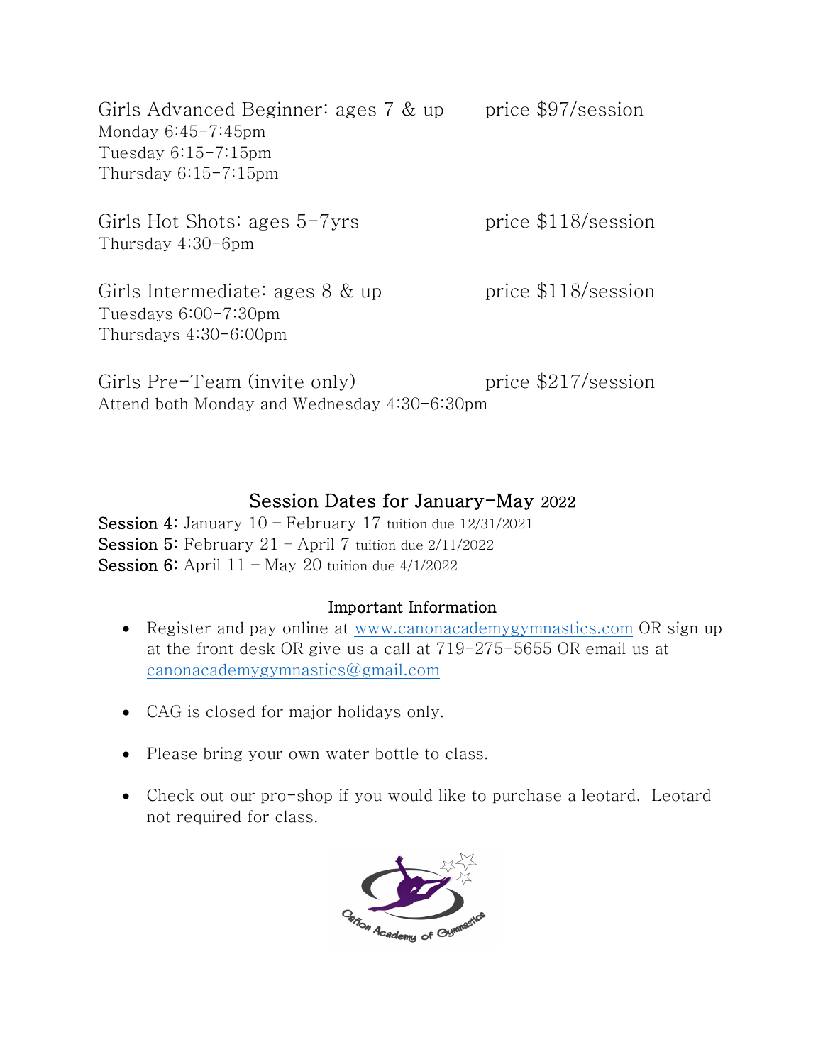Girls Advanced Beginner: ages 7 & up price $97/session
Monday 6:45-7:45pm
Tuesday 6:15-7:15pm
Thursday 6:15-7:15pm

Girls Hot Shots: ages 5-7yrs price $118/session
Thursday 4:30-6pm

Girls Intermediate: ages 8 & up price $118/session
Tuesdays 6:00-7:30pm
Thursdays 4:30-6:00pm

Girls Pre-Team (invite only) price $217/session
Attend both Monday and Wednesday 4:30-6:30pm

## Session Dates for January-May 2022

**Session 4:** January 10 – February 17 tuition due 12/31/2021
**Session 5:** February 21 – April 7 tuition due 2/11/2022
**Session 6:** April 11 – May 20 tuition due 4/1/2022

### Important Information

- Register and pay online at www.canonacademygymnastics.com OR sign up at the front desk OR give us a call at 719-275-5655 OR email us at canonacademygymnastics@gmail.com
- CAG is closed for major holidays only.
- Please bring your own water bottle to class.
- Check out our pro-shop if you would like to purchase a leotard. Leotard not required for class.

Cañon Academy of Gymnastics